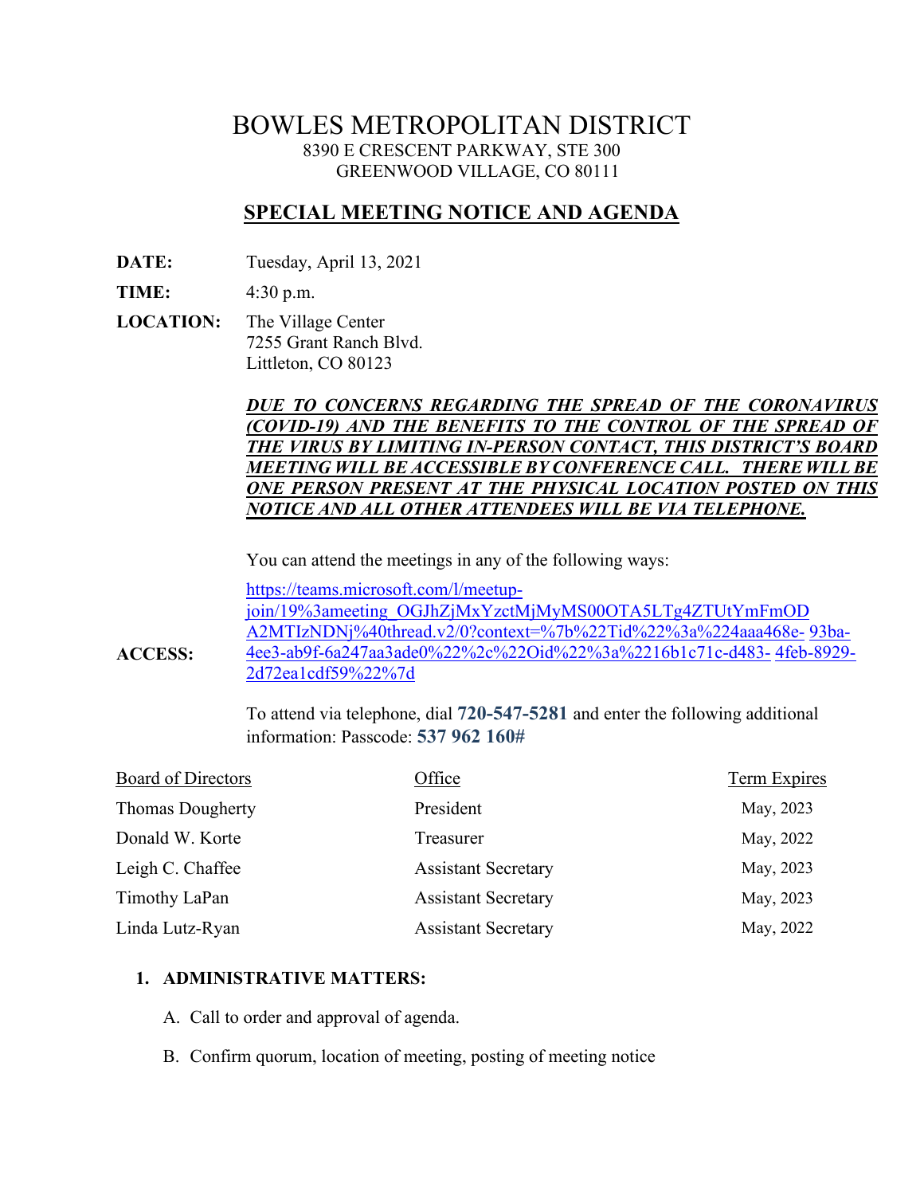# BOWLES METROPOLITAN DISTRICT

8390 E CRESCENT PARKWAY, STE 300
GREENWOOD VILLAGE, CO 80111

## SPECIAL MEETING NOTICE AND AGENDA

**DATE:** Tuesday, April 13, 2021

**TIME:** 4:30 p.m.

**LOCATION:** The Village Center
7255 Grant Ranch Blvd.
Littleton, CO 80123

***DUE TO CONCERNS REGARDING THE SPREAD OF THE CORONAVIRUS (COVID-19) AND THE BENEFITS TO THE CONTROL OF THE SPREAD OF THE VIRUS BY LIMITING IN-PERSON CONTACT, THIS DISTRICT'S BOARD MEETING WILL BE ACCESSIBLE BY CONFERENCE CALL. THERE WILL BE ONE PERSON PRESENT AT THE PHYSICAL LOCATION POSTED ON THIS NOTICE AND ALL OTHER ATTENDEES WILL BE VIA TELEPHONE.***

You can attend the meetings in any of the following ways:

**ACCESS:** https://teams.microsoft.com/l/meetup-join/19%3ameeting_OGJhZjMxYzctMjMyMS00OTA5LTg4ZTUtYmFmODA2MTIzNDNj%40thread.v2/0?context=%7b%22Tid%22%3a%224aaa468e-93ba-4ee3-ab9f-6a247aa3ade0%22%2c%22Oid%22%3a%2216b1c71c-d483-4feb-8929-2d72ea1cdf59%22%7d

To attend via telephone, dial **720-547-5281** and enter the following additional information: Passcode: **537 962 160#**

| Board of Directors | Office | Term Expires |
|---|---|---|
| Thomas Dougherty | President | May, 2023 |
| Donald W. Korte | Treasurer | May, 2022 |
| Leigh C. Chaffee | Assistant Secretary | May, 2023 |
| Timothy LaPan | Assistant Secretary | May, 2023 |
| Linda Lutz-Ryan | Assistant Secretary | May, 2022 |

1. **ADMINISTRATIVE MATTERS:**

   A. Call to order and approval of agenda.

   B. Confirm quorum, location of meeting, posting of meeting notice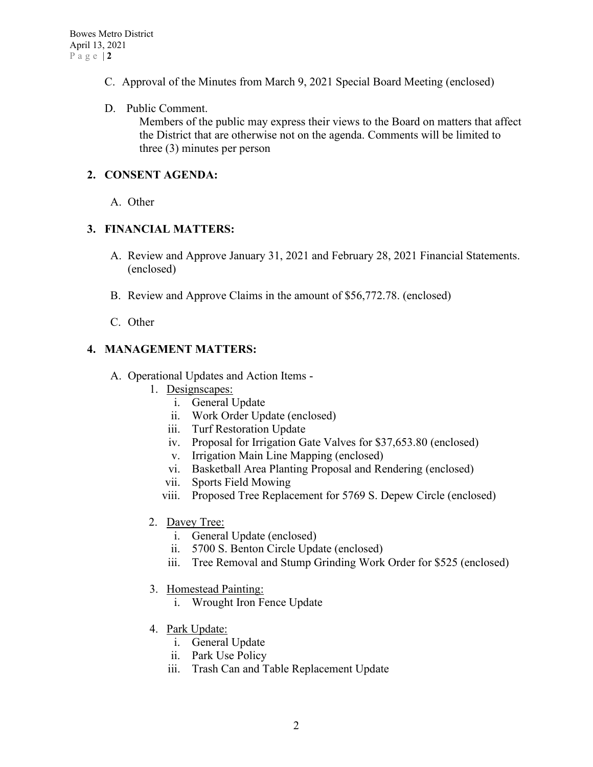C. Approval of the Minutes from March 9, 2021 Special Board Meeting (enclosed)

D. Public Comment.
   Members of the public may express their views to the Board on matters that affect the District that are otherwise not on the agenda. Comments will be limited to three (3) minutes per person

**2. CONSENT AGENDA:**

A. Other

**3. FINANCIAL MATTERS:**

A. Review and Approve January 31, 2021 and February 28, 2021 Financial Statements. (enclosed)

B. Review and Approve Claims in the amount of $56,772.78. (enclosed)

C. Other

**4. MANAGEMENT MATTERS:**

A. Operational Updates and Action Items -

1. Designscapes:
   i. General Update
   ii. Work Order Update (enclosed)
   iii. Turf Restoration Update
   iv. Proposal for Irrigation Gate Valves for $37,653.80 (enclosed)
   v. Irrigation Main Line Mapping (enclosed)
   vi. Basketball Area Planting Proposal and Rendering (enclosed)
   vii. Sports Field Mowing
   viii. Proposed Tree Replacement for 5769 S. Depew Circle (enclosed)

2. Davey Tree:
   i. General Update (enclosed)
   ii. 5700 S. Benton Circle Update (enclosed)
   iii. Tree Removal and Stump Grinding Work Order for $525 (enclosed)

3. Homestead Painting:
   i. Wrought Iron Fence Update

4. Park Update:
   i. General Update
   ii. Park Use Policy
   iii. Trash Can and Table Replacement Update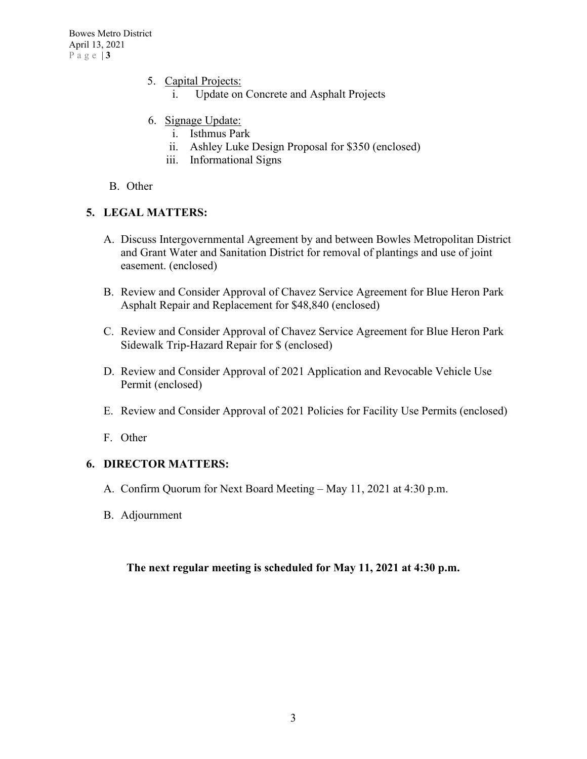5. Capital Projects:
    i. Update on Concrete and Asphalt Projects

6. Signage Update:
    i. Isthmus Park
    ii. Ashley Luke Design Proposal for $350 (enclosed)
    iii. Informational Signs

B. Other

## 5. LEGAL MATTERS:

A. Discuss Intergovernmental Agreement by and between Bowles Metropolitan District and Grant Water and Sanitation District for removal of plantings and use of joint easement. (enclosed)

B. Review and Consider Approval of Chavez Service Agreement for Blue Heron Park Asphalt Repair and Replacement for $48,840 (enclosed)

C. Review and Consider Approval of Chavez Service Agreement for Blue Heron Park Sidewalk Trip-Hazard Repair for $ (enclosed)

D. Review and Consider Approval of 2021 Application and Revocable Vehicle Use Permit (enclosed)

E. Review and Consider Approval of 2021 Policies for Facility Use Permits (enclosed)

F. Other

## 6. DIRECTOR MATTERS:

A. Confirm Quorum for Next Board Meeting – May 11, 2021 at 4:30 p.m.

B. Adjournment

**The next regular meeting is scheduled for May 11, 2021 at 4:30 p.m.**